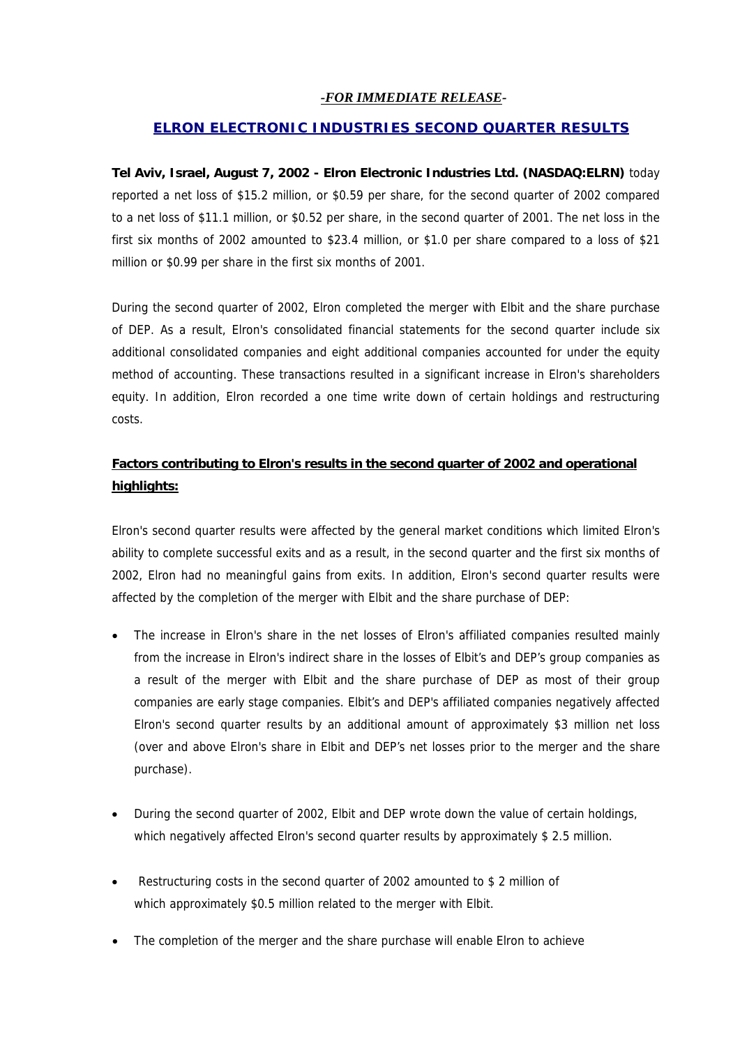*-FOR IMMEDIATE RELEASE-*

# ELRON ELECTRONIC INDUSTRIES SECOND QUARTER RESULTS

**Tel Aviv, Israel, August 7, 2002 - Elron Electronic Industries Ltd. (NASDAQ:ELRN)** today reported a net loss of $15.2 million, or $0.59 per share, for the second quarter of 2002 compared to a net loss of $11.1 million, or $0.52 per share, in the second quarter of 2001. The net loss in the first six months of 2002 amounted to $23.4 million, or $1.0 per share compared to a loss of $21 million or $0.99 per share in the first six months of 2001.

During the second quarter of 2002, Elron completed the merger with Elbit and the share purchase of DEP. As a result, Elron's consolidated financial statements for the second quarter include six additional consolidated companies and eight additional companies accounted for under the equity method of accounting. These transactions resulted in a significant increase in Elron's shareholders equity. In addition, Elron recorded a one time write down of certain holdings and restructuring costs.

## Factors contributing to Elron's results in the second quarter of 2002 and operational highlights:

Elron's second quarter results were affected by the general market conditions which limited Elron's ability to complete successful exits and as a result, in the second quarter and the first six months of 2002, Elron had no meaningful gains from exits. In addition, Elron's second quarter results were affected by the completion of the merger with Elbit and the share purchase of DEP:

- The increase in Elron's share in the net losses of Elron's affiliated companies resulted mainly from the increase in Elron's indirect share in the losses of Elbit's and DEP's group companies as a result of the merger with Elbit and the share purchase of DEP as most of their group companies are early stage companies. Elbit's and DEP's affiliated companies negatively affected Elron's second quarter results by an additional amount of approximately $3 million net loss (over and above Elron's share in Elbit and DEP's net losses prior to the merger and the share purchase).

- During the second quarter of 2002, Elbit and DEP wrote down the value of certain holdings, which negatively affected Elron's second quarter results by approximately $ 2.5 million.

- Restructuring costs in the second quarter of 2002 amounted to $ 2 million of which approximately $0.5 million related to the merger with Elbit.

- The completion of the merger and the share purchase will enable Elron to achieve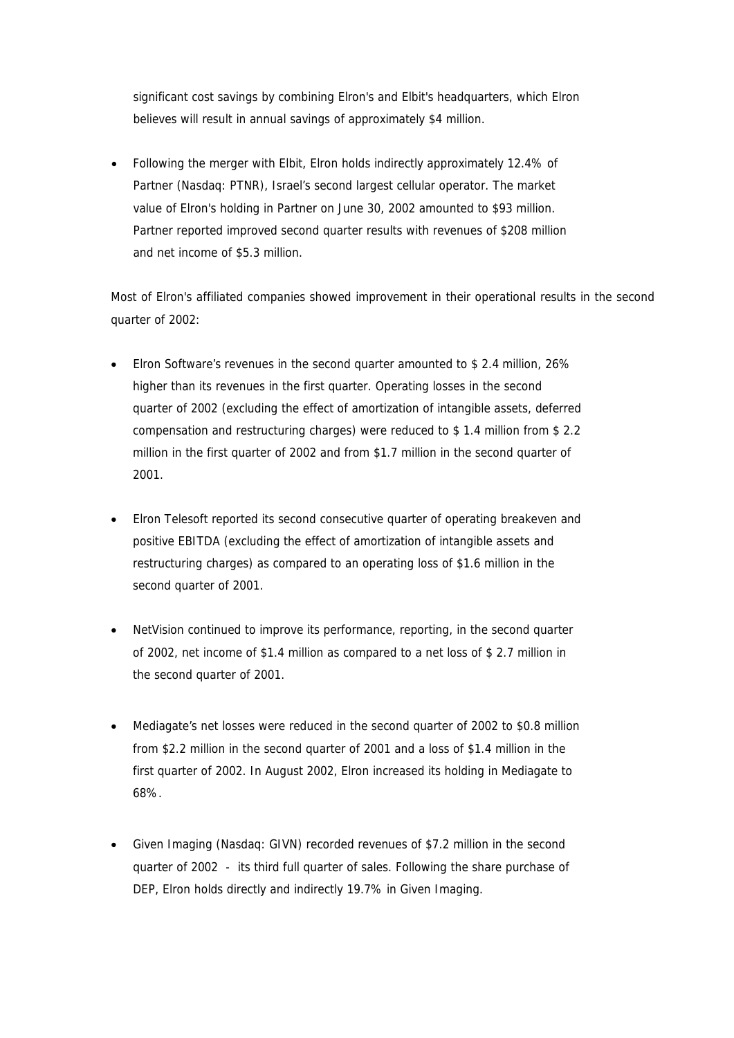significant cost savings by combining Elron's and Elbit's headquarters, which Elron believes will result in annual savings of approximately $4 million.

- Following the merger with Elbit, Elron holds indirectly approximately 12.4% of Partner (Nasdaq: PTNR), Israel's second largest cellular operator. The market value of Elron's holding in Partner on June 30, 2002 amounted to $93 million. Partner reported improved second quarter results with revenues of $208 million and net income of $5.3 million.

Most of Elron's affiliated companies showed improvement in their operational results in the second quarter of 2002:

- Elron Software's revenues in the second quarter amounted to $ 2.4 million, 26% higher than its revenues in the first quarter. Operating losses in the second quarter of 2002 (excluding the effect of amortization of intangible assets, deferred compensation and restructuring charges) were reduced to $ 1.4 million from $ 2.2 million in the first quarter of 2002 and from $1.7 million in the second quarter of 2001.

- Elron Telesoft reported its second consecutive quarter of operating breakeven and positive EBITDA (excluding the effect of amortization of intangible assets and restructuring charges) as compared to an operating loss of $1.6 million in the second quarter of 2001.

- NetVision continued to improve its performance, reporting, in the second quarter of 2002, net income of $1.4 million as compared to a net loss of $ 2.7 million in the second quarter of 2001.

- Mediagate's net losses were reduced in the second quarter of 2002 to $0.8 million from $2.2 million in the second quarter of 2001 and a loss of $1.4 million in the first quarter of 2002. In August 2002, Elron increased its holding in Mediagate to 68%.

- Given Imaging (Nasdaq: GIVN) recorded revenues of $7.2 million in the second quarter of 2002 - its third full quarter of sales. Following the share purchase of DEP, Elron holds directly and indirectly 19.7% in Given Imaging.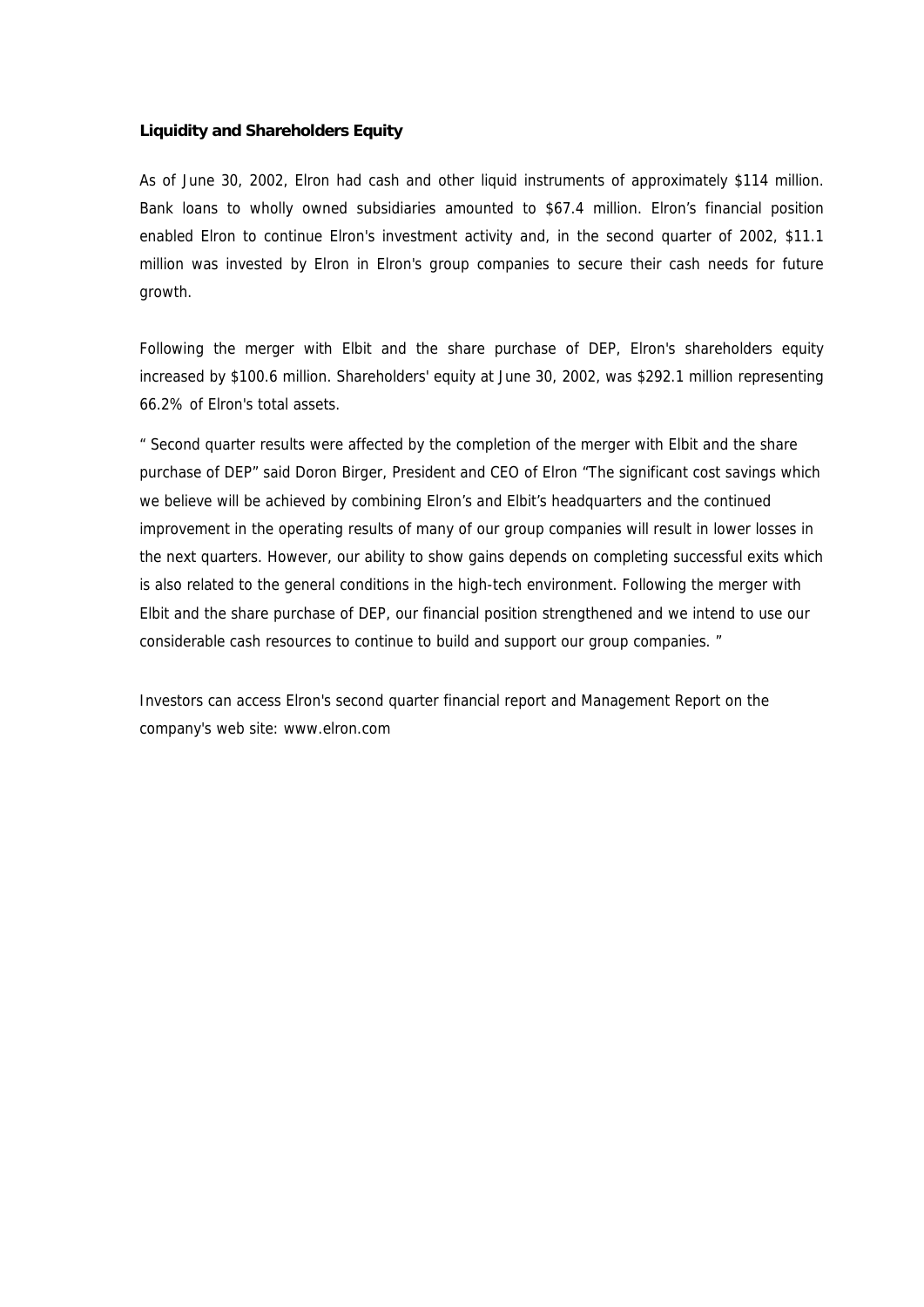**Liquidity and Shareholders Equity**

As of June 30, 2002, Elron had cash and other liquid instruments of approximately $114 million. Bank loans to wholly owned subsidiaries amounted to $67.4 million. Elron's financial position enabled Elron to continue Elron's investment activity and, in the second quarter of 2002, $11.1 million was invested by Elron in Elron's group companies to secure their cash needs for future growth.

Following the merger with Elbit and the share purchase of DEP, Elron's shareholders equity increased by $100.6 million. Shareholders' equity at June 30, 2002, was $292.1 million representing 66.2% of Elron's total assets.

" Second quarter results were affected by the completion of the merger with Elbit and the share purchase of DEP" said Doron Birger, President and CEO of Elron "The significant cost savings which we believe will be achieved by combining Elron's and Elbit's headquarters and the continued improvement in the operating results of many of our group companies will result in lower losses in the next quarters. However, our ability to show gains depends on completing successful exits which is also related to the general conditions in the high-tech environment. Following the merger with Elbit and the share purchase of DEP, our financial position strengthened and we intend to use our considerable cash resources to continue to build and support our group companies. "

Investors can access Elron's second quarter financial report and Management Report on the company's web site: www.elron.com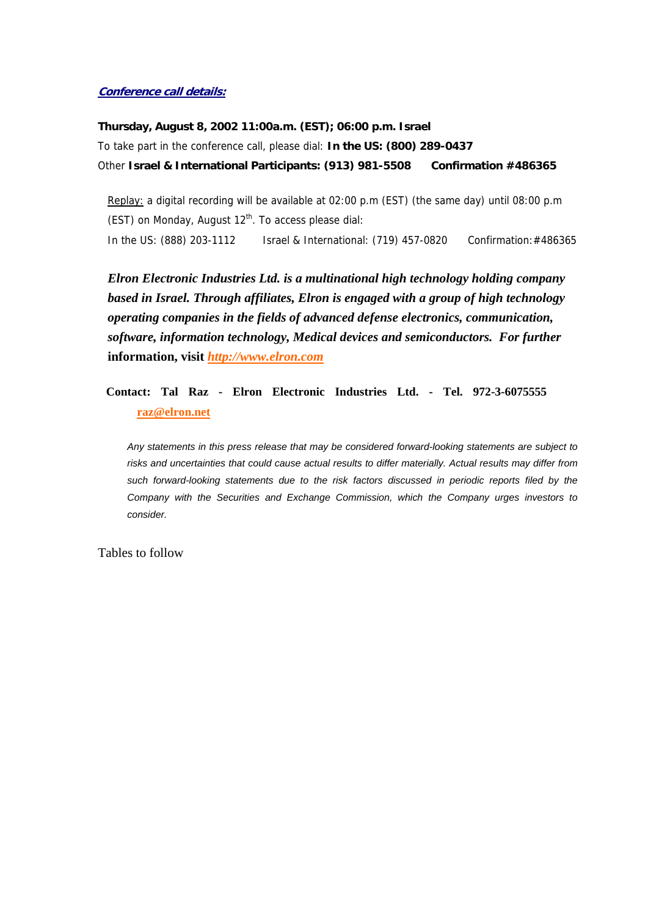***Conference call details:***

**Thursday, August 8, 2002 11:00a.m. (EST); 06:00 p.m. Israel**

To take part in the conference call, please dial: **In the US: (800) 289-0437**

Other **Israel & International Participants: (913) 981-5508 Confirmation #486365**

Replay: a digital recording will be available at 02:00 p.m (EST) (the same day) until 08:00 p.m (EST) on Monday, August 12th. To access please dial:

In the US: (888) 203-1112 Israel & International: (719) 457-0820 Confirmation:#486365

***Elron Electronic Industries Ltd. is a multinational high technology holding company based in Israel. Through affiliates, Elron is engaged with a group of high technology operating companies in the fields of advanced defense electronics, communication, software, information technology, Medical devices and semiconductors. For further*** **information, visit *http://www.elron.com***

**Contact: Tal Raz - Elron Electronic Industries Ltd. - Tel. 972-3-6075555 raz@elron.net**

*Any statements in this press release that may be considered forward-looking statements are subject to risks and uncertainties that could cause actual results to differ materially. Actual results may differ from such forward-looking statements due to the risk factors discussed in periodic reports filed by the Company with the Securities and Exchange Commission, which the Company urges investors to consider.*

Tables to follow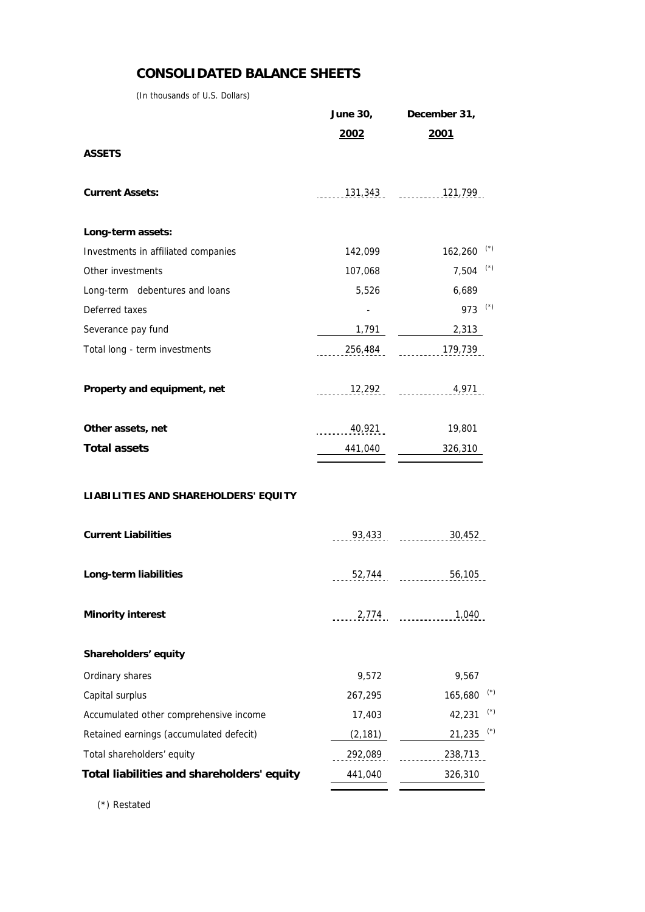## CONSOLIDATED BALANCE SHEETS

*(In thousands of U.S. Dollars)*

| | June 30, 2002 | December 31, 2001 |
|---|---|---|
| **ASSETS** | | |
| **Current Assets:** | 131,343 | 121,799 |
| **Long-term assets:** | | |
| Investments in affiliated companies | 142,099 | 162,260 (*) |
| Other investments | 107,068 | 7,504 (*) |
| Long-term debentures and loans | 5,526 | 6,689 |
| Deferred taxes | - | 973 (*) |
| Severance pay fund | 1,791 | 2,313 |
| Total long - term investments | 256,484 | 179,739 |
| **Property and equipment, net** | 12,292 | 4,971 |
| **Other assets, net** | 40,921 | 19,801 |
| **Total assets** | 441,040 | 326,310 |
| **LIABILITIES AND SHAREHOLDERS' EQUITY** | | |
| **Current Liabilities** | 93,433 | 30,452 |
| **Long-term liabilities** | 52,744 | 56,105 |
| **Minority interest** | 2,774 | 1,040 |
| **Shareholders' equity** | | |
| Ordinary shares | 9,572 | 9,567 |
| Capital surplus | 267,295 | 165,680 (*) |
| Accumulated other comprehensive income | 17,403 | 42,231 (*) |
| Retained earnings (accumulated defecit) | (2,181) | 21,235 (*) |
| Total shareholders' equity | 292,089 | 238,713 |
| **Total liabilities and shareholders' equity** | 441,040 | 326,310 |

(*) Restated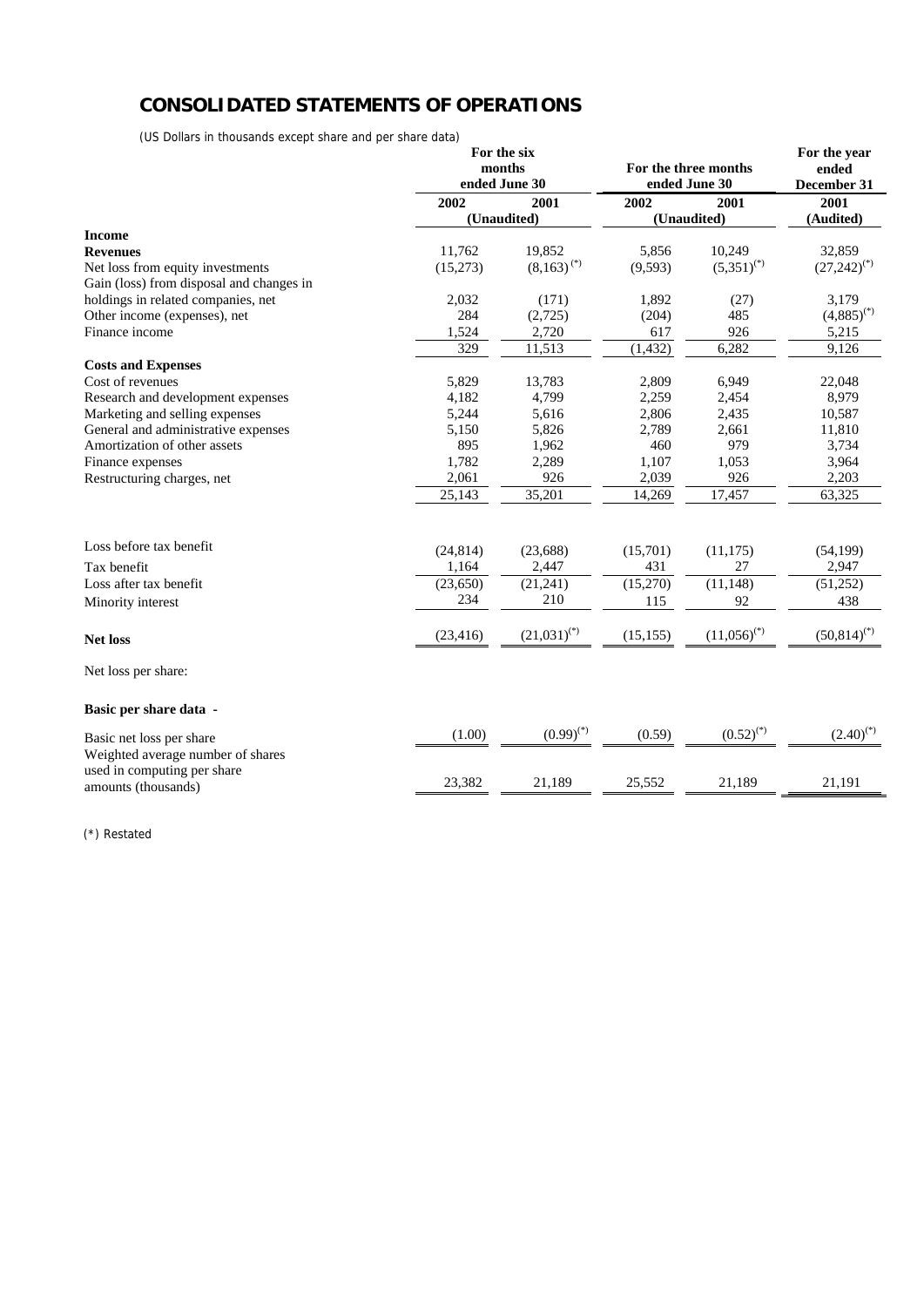# CONSOLIDATED STATEMENTS OF OPERATIONS

(US Dollars in thousands except share and per share data)

| | For the six months ended June 30 | | For the three months ended June 30 | | For the year ended December 31 |
|---|---|---|---|---|---|
| | 2002 | 2001 | 2002 | 2001 | 2001 |
| | (Unaudited) | | (Unaudited) | | (Audited) |
| **Income** | | | | | |
| **Revenues** | 11,762 | 19,852 | 5,856 | 10,249 | 32,859 |
| Net loss from equity investments | (15,273) | (8,163) (*) | (9,593) | (5,351) (*) | (27,242) (*) |
| Gain (loss) from disposal and changes in holdings in related companies, net | 2,032 | (171) | 1,892 | (27) | 3,179 |
| Other income (expenses), net | 284 | (2,725) | (204) | 485 | (4,885) (*) |
| Finance income | 1,524 | 2,720 | 617 | 926 | 5,215 |
| | 329 | 11,513 | (1,432) | 6,282 | 9,126 |
| **Costs and Expenses** | | | | | |
| Cost of revenues | 5,829 | 13,783 | 2,809 | 6,949 | 22,048 |
| Research and development expenses | 4,182 | 4,799 | 2,259 | 2,454 | 8,979 |
| Marketing and selling expenses | 5,244 | 5,616 | 2,806 | 2,435 | 10,587 |
| General and administrative expenses | 5,150 | 5,826 | 2,789 | 2,661 | 11,810 |
| Amortization of other assets | 895 | 1,962 | 460 | 979 | 3,734 |
| Finance expenses | 1,782 | 2,289 | 1,107 | 1,053 | 3,964 |
| Restructuring charges, net | 2,061 | 926 | 2,039 | 926 | 2,203 |
| | 25,143 | 35,201 | 14,269 | 17,457 | 63,325 |
| Loss before tax benefit | (24,814) | (23,688) | (15,701) | (11,175) | (54,199) |
| Tax benefit | 1,164 | 2,447 | 431 | 27 | 2,947 |
| Loss after tax benefit | (23,650) | (21,241) | (15,270) | (11,148) | (51,252) |
| Minority interest | 234 | 210 | 115 | 92 | 438 |
| **Net loss** | (23,416) | (21,031) (*) | (15,155) | (11,056) (*) | (50,814) (*) |
| Net loss per share: | | | | | |
| **Basic per share data -** | | | | | |
| Basic net loss per share | (1.00) | (0.99) (*) | (0.59) | (0.52) (*) | (2.40) (*) |
| Weighted average number of shares used in computing per share amounts (thousands) | 23,382 | 21,189 | 25,552 | 21,189 | 21,191 |

(*) Restated